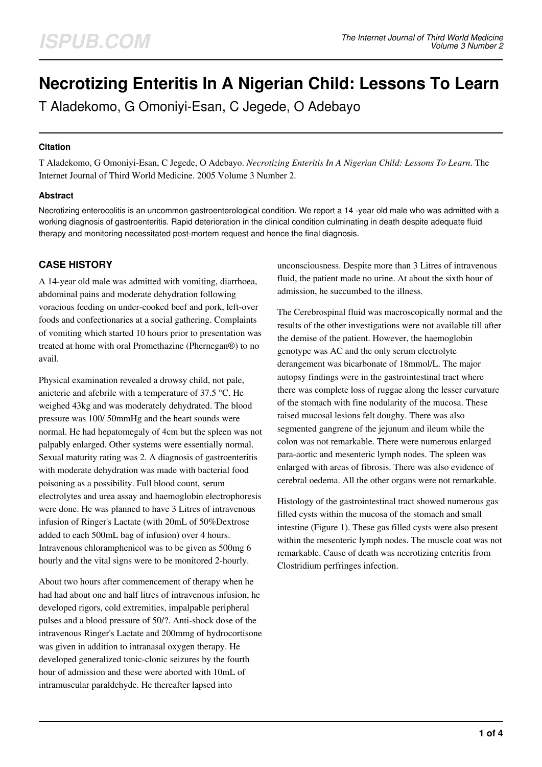# Necrotizing Enteritis In A Nigerian Child: Lessons To Learn

T Aladekomo, G Omoniyi-Esan, C Jegede, O Adebayo

#### Citation

T Aladekomo, G Omoniyi-Esan, C Jegede, O Adebayo. *Necrotizing Enteritis In A Nigerian Child: Lessons To Learn*. The Internet Journal of Third World Medicine. 2005 Volume 3 Number 2.

#### Abstract

Necrotizing enterocolitis is an uncommon gastroenterological condition. We report a 14 -year old male who was admitted with a working diagnosis of gastroenteritis. Rapid deterioration in the clinical condition culminating in death despite adequate fluid therapy and monitoring necessitated post-mortem request and hence the final diagnosis.

## CASE HISTORY

A 14-year old male was admitted with vomiting, diarrhoea, abdominal pains and moderate dehydration following voracious feeding on under-cooked beef and pork, left-over foods and confectionaries at a social gathering. Complaints of vomiting which started 10 hours prior to presentation was treated at home with oral Promethazine (Phernegan®) to no avail.

Physical examination revealed a drowsy child, not pale, anicteric and afebrile with a temperature of 37.5 °C. He weighed 43kg and was moderately dehydrated. The blood pressure was 100/ 50mmHg and the heart sounds were normal. He had hepatomegaly of 4cm but the spleen was not palpably enlarged. Other systems were essentially normal. Sexual maturity rating was 2. A diagnosis of gastroenteritis with moderate dehydration was made with bacterial food poisoning as a possibility. Full blood count, serum electrolytes and urea assay and haemoglobin electrophoresis were done. He was planned to have 3 Litres of intravenous infusion of Ringer's Lactate (with 20mL of 50%Dextrose added to each 500mL bag of infusion) over 4 hours. Intravenous chloramphenicol was to be given as 500mg 6 hourly and the vital signs were to be monitored 2-hourly.

About two hours after commencement of therapy when he had had about one and half litres of intravenous infusion, he developed rigors, cold extremities, impalpable peripheral pulses and a blood pressure of 50/?. Anti-shock dose of the intravenous Ringer's Lactate and 200mmg of hydrocortisone was given in addition to intranasal oxygen therapy. He developed generalized tonic-clonic seizures by the fourth hour of admission and these were aborted with 10mL of intramuscular paraldehyde. He thereafter lapsed into unconsciousness. Despite more than 3 Litres of intravenous fluid, the patient made no urine. At about the sixth hour of admission, he succumbed to the illness.

The Cerebrospinal fluid was macroscopically normal and the results of the other investigations were not available till after the demise of the patient. However, the haemoglobin genotype was AC and the only serum electrolyte derangement was bicarbonate of 18mmol/L. The major autopsy findings were in the gastrointestinal tract where there was complete loss of ruggae along the lesser curvature of the stomach with fine nodularity of the mucosa. These raised mucosal lesions felt doughy. There was also segmented gangrene of the jejunum and ileum while the colon was not remarkable. There were numerous enlarged para-aortic and mesenteric lymph nodes. The spleen was enlarged with areas of fibrosis. There was also evidence of cerebral oedema. All the other organs were not remarkable.

Histology of the gastrointestinal tract showed numerous gas filled cysts within the mucosa of the stomach and small intestine (Figure 1). These gas filled cysts were also present within the mesenteric lymph nodes. The muscle coat was not remarkable. Cause of death was necrotizing enteritis from Clostridium perfringes infection.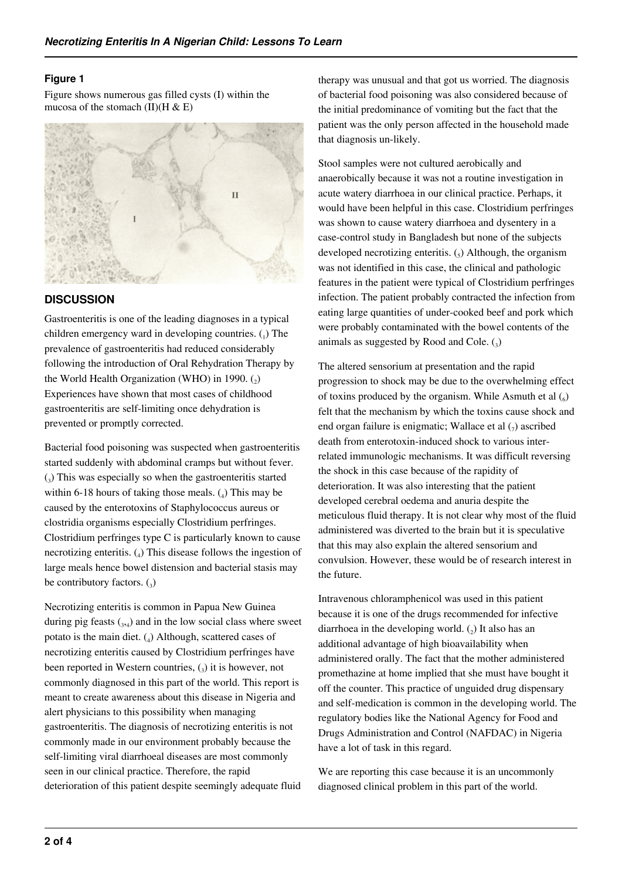## Figure 1

Figure shows numerous gas filled cysts (I) within the mucosa of the stomach (II)(H & E)

## DISCUSSION

Gastroenteritis is one of the leading diagnoses in a typical children emergency ward in developing countries. (1) The prevalence of gastroenteritis had reduced considerably following the introduction of Oral Rehydration Therapy by the World Health Organization (WHO) in 1990. (2) Experiences have shown that most cases of childhood gastroenteritis are self-limiting once dehydration is prevented or promptly corrected.

Bacterial food poisoning was suspected when gastroenteritis started suddenly with abdominal cramps but without fever. (3) This was especially so when the gastroenteritis started within 6-18 hours of taking those meals. (4) This may be caused by the enterotoxins of Staphylococcus aureus or clostridia organisms especially Clostridium perfringes. Clostridium perfringes type C is particularly known to cause necrotizing enteritis. (4) This disease follows the ingestion of large meals hence bowel distension and bacterial stasis may be contributory factors. (3)

Necrotizing enteritis is common in Papua New Guinea during pig feasts (3,4) and in the low social class where sweet potato is the main diet. (4) Although, scattered cases of necrotizing enteritis caused by Clostridium perfringes have been reported in Western countries, (3) it is however, not commonly diagnosed in this part of the world. This report is meant to create awareness about this disease in Nigeria and alert physicians to this possibility when managing gastroenteritis. The diagnosis of necrotizing enteritis is not commonly made in our environment probably because the self-limiting viral diarrhoeal diseases are most commonly seen in our clinical practice. Therefore, the rapid deterioration of this patient despite seemingly adequate fluid therapy was unusual and that got us worried. The diagnosis of bacterial food poisoning was also considered because of the initial predominance of vomiting but the fact that the patient was the only person affected in the household made that diagnosis un-likely.

Stool samples were not cultured aerobically and anaerobically because it was not a routine investigation in acute watery diarrhoea in our clinical practice. Perhaps, it would have been helpful in this case. Clostridium perfringes was shown to cause watery diarrhoea and dysentery in a case-control study in Bangladesh but none of the subjects developed necrotizing enteritis. (5) Although, the organism was not identified in this case, the clinical and pathologic features in the patient were typical of Clostridium perfringes infection. The patient probably contracted the infection from eating large quantities of under-cooked beef and pork which were probably contaminated with the bowel contents of the animals as suggested by Rood and Cole. (3)

The altered sensorium at presentation and the rapid progression to shock may be due to the overwhelming effect of toxins produced by the organism. While Asmuth et al (6) felt that the mechanism by which the toxins cause shock and end organ failure is enigmatic; Wallace et al (7) ascribed death from enterotoxin-induced shock to various inter-related immunologic mechanisms. It was difficult reversing the shock in this case because of the rapidity of deterioration. It was also interesting that the patient developed cerebral oedema and anuria despite the meticulous fluid therapy. It is not clear why most of the fluid administered was diverted to the brain but it is speculative that this may also explain the altered sensorium and convulsion. However, these would be of research interest in the future.

Intravenous chloramphenicol was used in this patient because it is one of the drugs recommended for infective diarrhoea in the developing world. (2) It also has an additional advantage of high bioavailability when administered orally. The fact that the mother administered promethazine at home implied that she must have bought it off the counter. This practice of unguided drug dispensary and self-medication is common in the developing world. The regulatory bodies like the National Agency for Food and Drugs Administration and Control (NAFDAC) in Nigeria have a lot of task in this regard.

We are reporting this case because it is an uncommonly diagnosed clinical problem in this part of the world.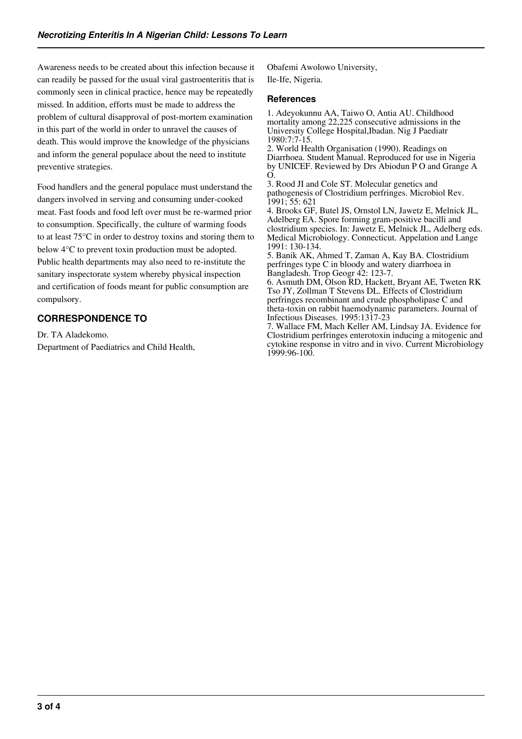Awareness needs to be created about this infection because it can readily be passed for the usual viral gastroenteritis that is commonly seen in clinical practice, hence may be repeatedly missed. In addition, efforts must be made to address the problem of cultural disapproval of post-mortem examination in this part of the world in order to unravel the causes of death. This would improve the knowledge of the physicians and inform the general populace about the need to institute preventive strategies.

Food handlers and the general populace must understand the dangers involved in serving and consuming under-cooked meat. Fast foods and food left over must be re-warmed prior to consumption. Specifically, the culture of warming foods to at least 75°C in order to destroy toxins and storing them to below 4°C to prevent toxin production must be adopted. Public health departments may also need to re-institute the sanitary inspectorate system whereby physical inspection and certification of foods meant for public consumption are compulsory.

## CORRESPONDENCE TO

Dr. TA Aladekomo.
Department of Paediatrics and Child Health,
Obafemi Awolowo University,
Ile-Ife, Nigeria.

## References

1. Adeyokunnu AA, Taiwo O, Antia AU. Childhood mortality among 22,225 consecutive admissions in the University College Hospital,Ibadan. Nig J Paediatr 1980:7:7-15.
2. World Health Organisation (1990). Readings on Diarrhoea. Student Manual. Reproduced for use in Nigeria by UNICEF. Reviewed by Drs Abiodun P O and Grange A O.
3. Rood JI and Cole ST. Molecular genetics and pathogenesis of Clostridium perfringes. Microbiol Rev. 1991; 55: 621
4. Brooks GF, Butel JS, Ornstol LN, Jawetz E, Melnick JL, Adelberg EA. Spore forming gram-positive bacilli and clostridium species. In: Jawetz E, Melnick JL, Adelberg eds. Medical Microbiology. Connecticut. Appelation and Lange 1991: 130-134.
5. Banik AK, Ahmed T, Zaman A, Kay BA. Clostridium perfringes type C in bloody and watery diarrhoea in Bangladesh. Trop Geogr 42: 123-7.
6. Asmuth DM, Olson RD, Hackett, Bryant AE, Tweten RK Tso JY, Zollman T Stevens DL. Effects of Clostridium perfringes recombinant and crude phospholipase C and theta-toxin on rabbit haemodynamic parameters. Journal of Infectious Diseases. 1995:1317-23
7. Wallace FM, Mach Keller AM, Lindsay JA. Evidence for Clostridium perfringes enterotoxin inducing a mitogenic and cytokine response in vitro and in vivo. Current Microbiology 1999:96-100.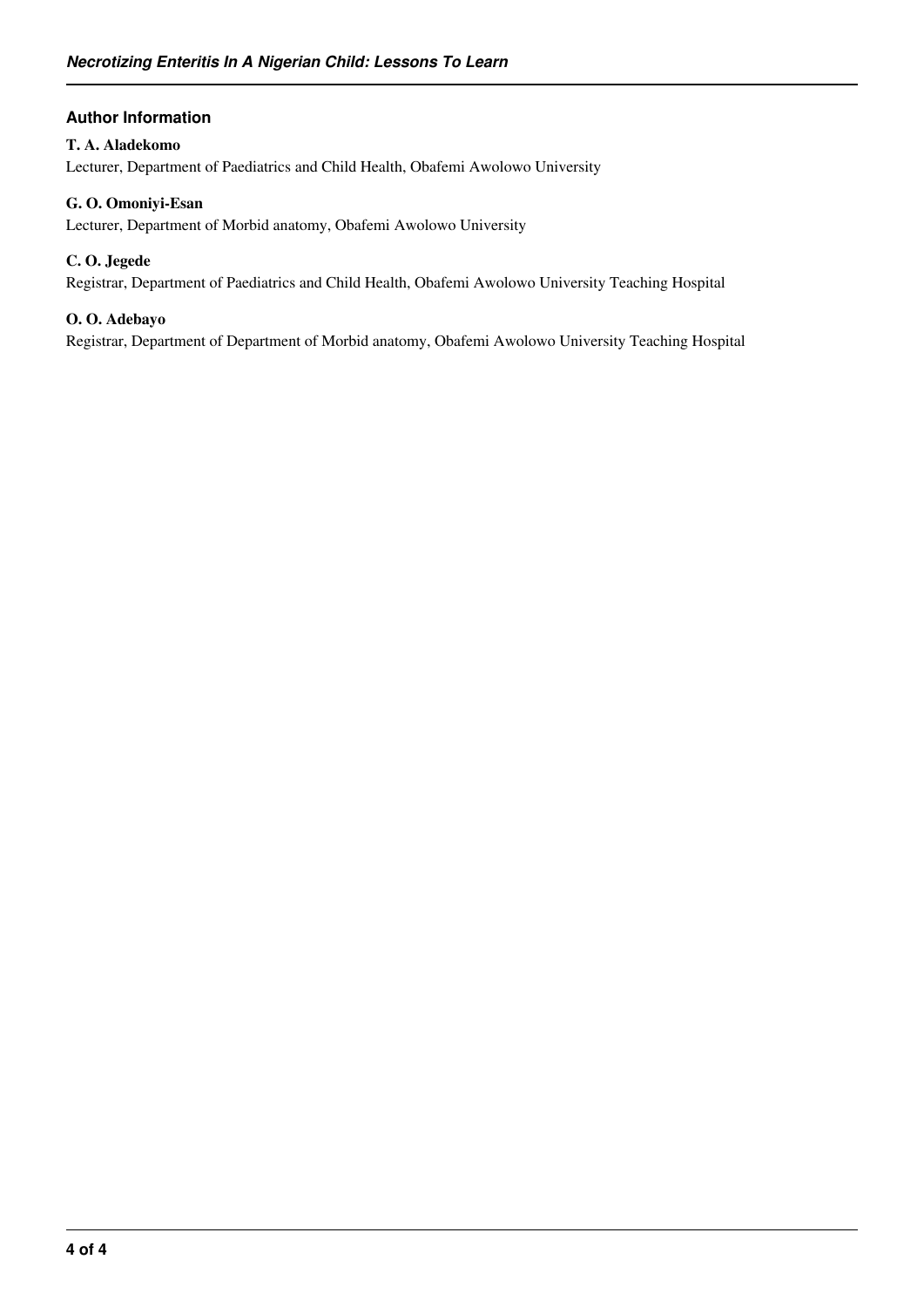## Author Information

**T. A. Aladekomo**

Lecturer, Department of Paediatrics and Child Health, Obafemi Awolowo University

**G. O. Omoniyi-Esan**

Lecturer, Department of Morbid anatomy, Obafemi Awolowo University

**C. O. Jegede**

Registrar, Department of Paediatrics and Child Health, Obafemi Awolowo University Teaching Hospital

**O. O. Adebayo**

Registrar, Department of Department of Morbid anatomy, Obafemi Awolowo University Teaching Hospital